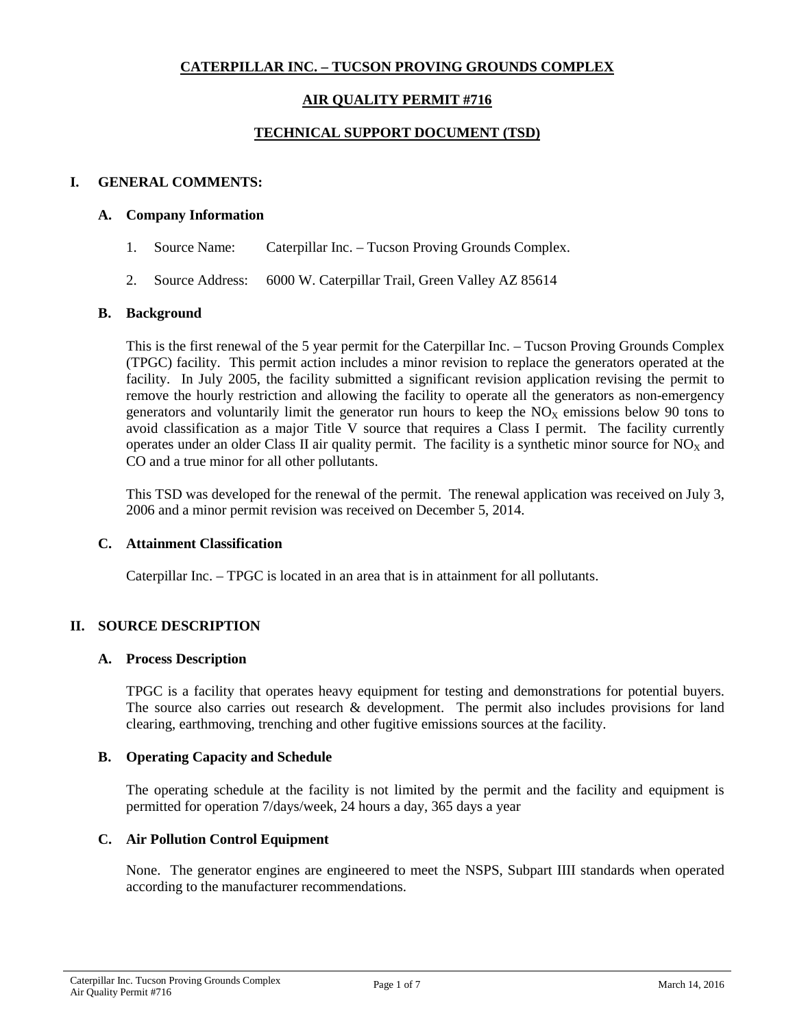# CATERPILLAR INC. – TUCSON PROVING GROUNDS COMPLEX

## AIR QUALITY PERMIT #716

## TECHNICAL SUPPORT DOCUMENT (TSD)

## I. GENERAL COMMENTS:

### A. Company Information

1. Source Name: Caterpillar Inc. – Tucson Proving Grounds Complex.
2. Source Address: 6000 W. Caterpillar Trail, Green Valley AZ 85614

### B. Background

This is the first renewal of the 5 year permit for the Caterpillar Inc. – Tucson Proving Grounds Complex (TPGC) facility. This permit action includes a minor revision to replace the generators operated at the facility. In July 2005, the facility submitted a significant revision application revising the permit to remove the hourly restriction and allowing the facility to operate all the generators as non-emergency generators and voluntarily limit the generator run hours to keep the $NO_X$ emissions below 90 tons to avoid classification as a major Title V source that requires a Class I permit. The facility currently operates under an older Class II air quality permit. The facility is a synthetic minor source for $NO_X$ and CO and a true minor for all other pollutants.

This TSD was developed for the renewal of the permit. The renewal application was received on July 3, 2006 and a minor permit revision was received on December 5, 2014.

### C. Attainment Classification

Caterpillar Inc. – TPGC is located in an area that is in attainment for all pollutants.

## II. SOURCE DESCRIPTION

### A. Process Description

TPGC is a facility that operates heavy equipment for testing and demonstrations for potential buyers. The source also carries out research & development. The permit also includes provisions for land clearing, earthmoving, trenching and other fugitive emissions sources at the facility.

### B. Operating Capacity and Schedule

The operating schedule at the facility is not limited by the permit and the facility and equipment is permitted for operation 7/days/week, 24 hours a day, 365 days a year

### C. Air Pollution Control Equipment

None. The generator engines are engineered to meet the NSPS, Subpart IIII standards when operated according to the manufacturer recommendations.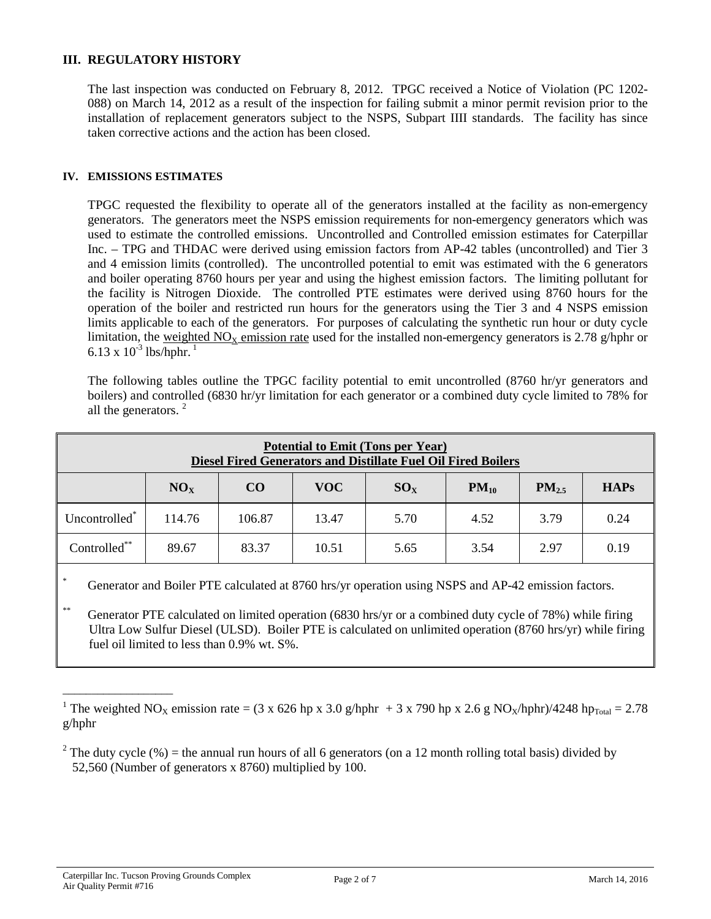## III. REGULATORY HISTORY

The last inspection was conducted on February 8, 2012. TPGC received a Notice of Violation (PC 1202-088) on March 14, 2012 as a result of the inspection for failing submit a minor permit revision prior to the installation of replacement generators subject to the NSPS, Subpart IIII standards. The facility has since taken corrective actions and the action has been closed.

## IV. EMISSIONS ESTIMATES

TPGC requested the flexibility to operate all of the generators installed at the facility as non-emergency generators. The generators meet the NSPS emission requirements for non-emergency generators which was used to estimate the controlled emissions. Uncontrolled and Controlled emission estimates for Caterpillar Inc. – TPG and THDAC were derived using emission factors from AP-42 tables (uncontrolled) and Tier 3 and 4 emission limits (controlled). The uncontrolled potential to emit was estimated with the 6 generators and boiler operating 8760 hours per year and using the highest emission factors. The limiting pollutant for the facility is Nitrogen Dioxide. The controlled PTE estimates were derived using 8760 hours for the operation of the boiler and restricted run hours for the generators using the Tier 3 and 4 NSPS emission limits applicable to each of the generators. For purposes of calculating the synthetic run hour or duty cycle limitation, the weighted $NO_X$ emission rate used for the installed non-emergency generators is 2.78 g/hphr or $6.13 \times 10^{-3}$ lbs/hphr.[1]

The following tables outline the TPGC facility potential to emit uncontrolled (8760 hr/yr generators and boilers) and controlled (6830 hr/yr limitation for each generator or a combined duty cycle limited to 78% for all the generators.[2]

**Potential to Emit (Tons per Year)**
**Diesel Fired Generators and Distillate Fuel Oil Fired Boilers**

| | $NO_X$ | CO | VOC | $SO_X$ | $PM_{10}$ | $PM_{2.5}$ | HAPs |
|---|---|---|---|---|---|---|---|
| Uncontrolled* | 114.76 | 106.87 | 13.47 | 5.70 | 4.52 | 3.79 | 0.24 |
| Controlled** | 89.67 | 83.37 | 10.51 | 5.65 | 3.54 | 2.97 | 0.19 |

\* Generator and Boiler PTE calculated at 8760 hrs/yr operation using NSPS and AP-42 emission factors.

\*\* Generator PTE calculated on limited operation (6830 hrs/yr or a combined duty cycle of 78%) while firing Ultra Low Sulfur Diesel (ULSD). Boiler PTE is calculated on unlimited operation (8760 hrs/yr) while firing fuel oil limited to less than 0.9% wt. S%.

---

[1] The weighted $NO_X$ emission rate = (3 x 626 hp x 3.0 g/hphr + 3 x 790 hp x 2.6 g $NO_X$/hphr)/4248 $hp_{Total}$ = 2.78 g/hphr

[2] The duty cycle (%) = the annual run hours of all 6 generators (on a 12 month rolling total basis) divided by 52,560 (Number of generators x 8760) multiplied by 100.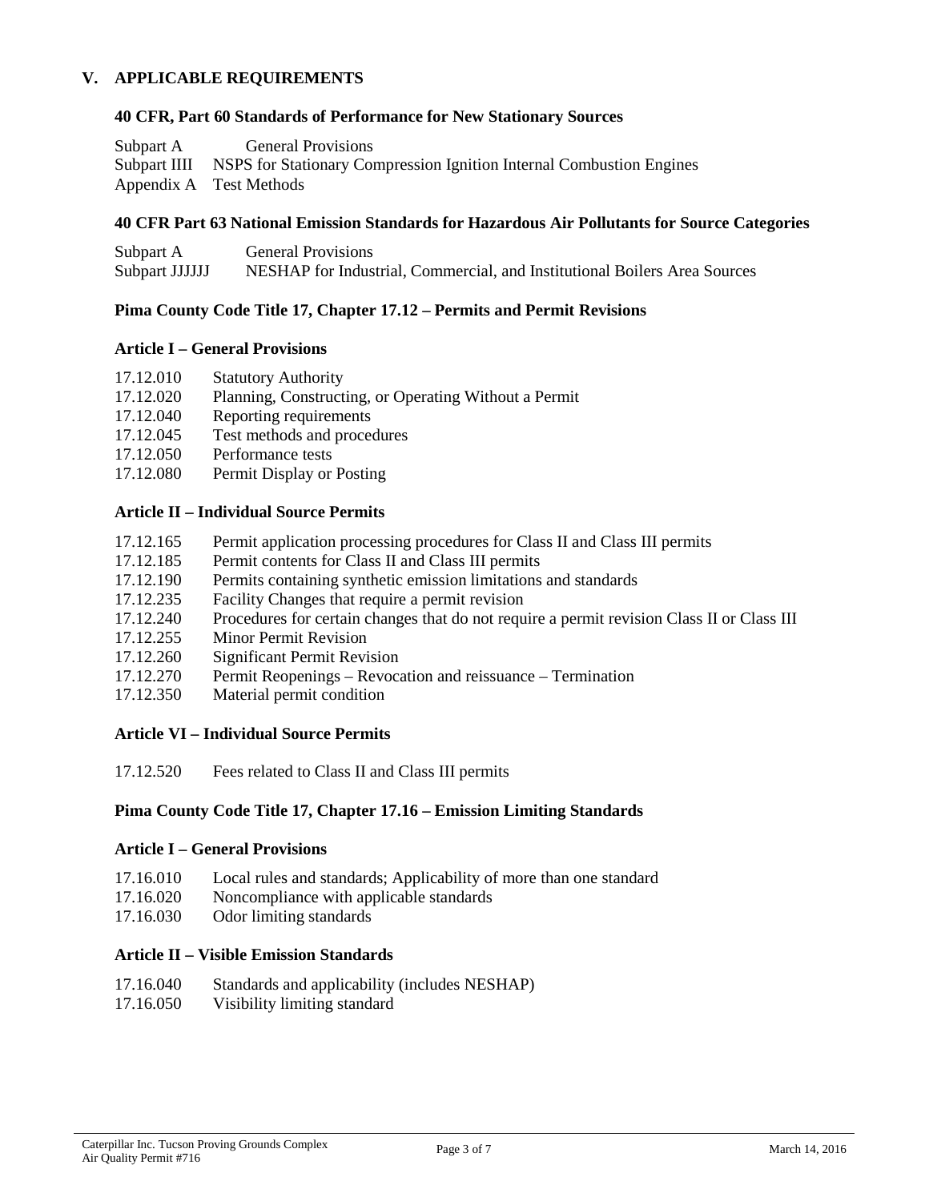## V. APPLICABLE REQUIREMENTS

### 40 CFR, Part 60 Standards of Performance for New Stationary Sources

Subpart A General Provisions
Subpart IIII NSPS for Stationary Compression Ignition Internal Combustion Engines
Appendix A Test Methods

### 40 CFR Part 63 National Emission Standards for Hazardous Air Pollutants for Source Categories

Subpart A General Provisions
Subpart JJJJJJ NESHAP for Industrial, Commercial, and Institutional Boilers Area Sources

### Pima County Code Title 17, Chapter 17.12 – Permits and Permit Revisions

#### Article I – General Provisions

17.12.010 Statutory Authority
17.12.020 Planning, Constructing, or Operating Without a Permit
17.12.040 Reporting requirements
17.12.045 Test methods and procedures
17.12.050 Performance tests
17.12.080 Permit Display or Posting

#### Article II – Individual Source Permits

17.12.165 Permit application processing procedures for Class II and Class III permits
17.12.185 Permit contents for Class II and Class III permits
17.12.190 Permits containing synthetic emission limitations and standards
17.12.235 Facility Changes that require a permit revision
17.12.240 Procedures for certain changes that do not require a permit revision Class II or Class III
17.12.255 Minor Permit Revision
17.12.260 Significant Permit Revision
17.12.270 Permit Reopenings – Revocation and reissuance – Termination
17.12.350 Material permit condition

#### Article VI – Individual Source Permits

17.12.520 Fees related to Class II and Class III permits

### Pima County Code Title 17, Chapter 17.16 – Emission Limiting Standards

#### Article I – General Provisions

17.16.010 Local rules and standards; Applicability of more than one standard
17.16.020 Noncompliance with applicable standards
17.16.030 Odor limiting standards

#### Article II – Visible Emission Standards

17.16.040 Standards and applicability (includes NESHAP)
17.16.050 Visibility limiting standard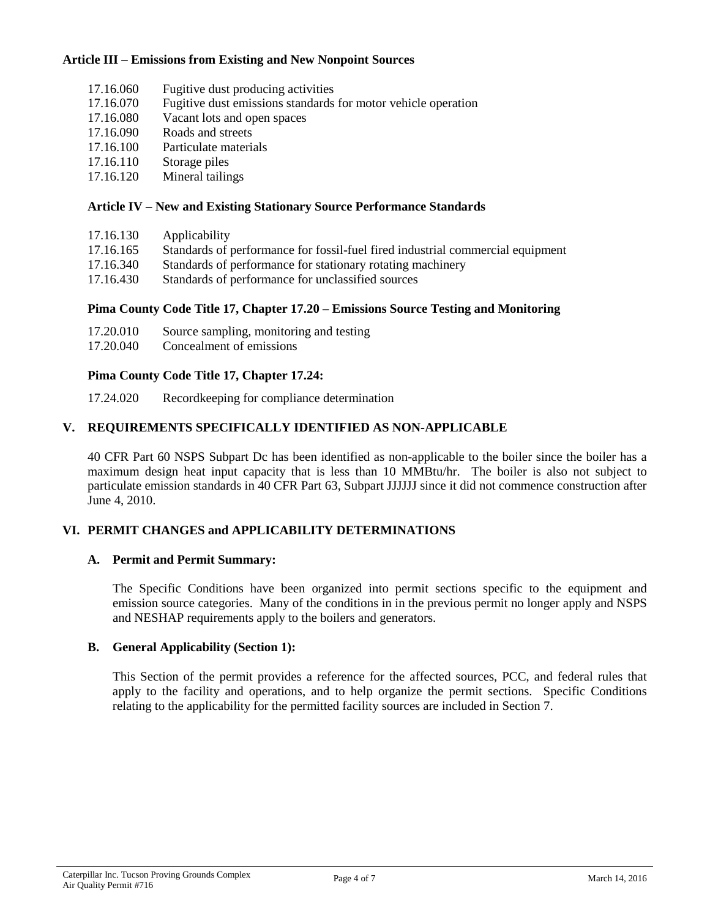**Article III – Emissions from Existing and New Nonpoint Sources**

| | |
|---|---|
| 17.16.060 | Fugitive dust producing activities |
| 17.16.070 | Fugitive dust emissions standards for motor vehicle operation |
| 17.16.080 | Vacant lots and open spaces |
| 17.16.090 | Roads and streets |
| 17.16.100 | Particulate materials |
| 17.16.110 | Storage piles |
| 17.16.120 | Mineral tailings |

**Article IV – New and Existing Stationary Source Performance Standards**

| | |
|---|---|
| 17.16.130 | Applicability |
| 17.16.165 | Standards of performance for fossil-fuel fired industrial commercial equipment |
| 17.16.340 | Standards of performance for stationary rotating machinery |
| 17.16.430 | Standards of performance for unclassified sources |

**Pima County Code Title 17, Chapter 17.20 – Emissions Source Testing and Monitoring**

| | |
|---|---|
| 17.20.010 | Source sampling, monitoring and testing |
| 17.20.040 | Concealment of emissions |

**Pima County Code Title 17, Chapter 17.24:**

| | |
|---|---|
| 17.24.020 | Recordkeeping for compliance determination |

## V. REQUIREMENTS SPECIFICALLY IDENTIFIED AS NON-APPLICABLE

40 CFR Part 60 NSPS Subpart Dc has been identified as non-applicable to the boiler since the boiler has a maximum design heat input capacity that is less than 10 MMBtu/hr. The boiler is also not subject to particulate emission standards in 40 CFR Part 63, Subpart JJJJJJ since it did not commence construction after June 4, 2010.

## VI. PERMIT CHANGES and APPLICABILITY DETERMINATIONS

### A. Permit and Permit Summary:

The Specific Conditions have been organized into permit sections specific to the equipment and emission source categories. Many of the conditions in in the previous permit no longer apply and NSPS and NESHAP requirements apply to the boilers and generators.

### B. General Applicability (Section 1):

This Section of the permit provides a reference for the affected sources, PCC, and federal rules that apply to the facility and operations, and to help organize the permit sections. Specific Conditions relating to the applicability for the permitted facility sources are included in Section 7.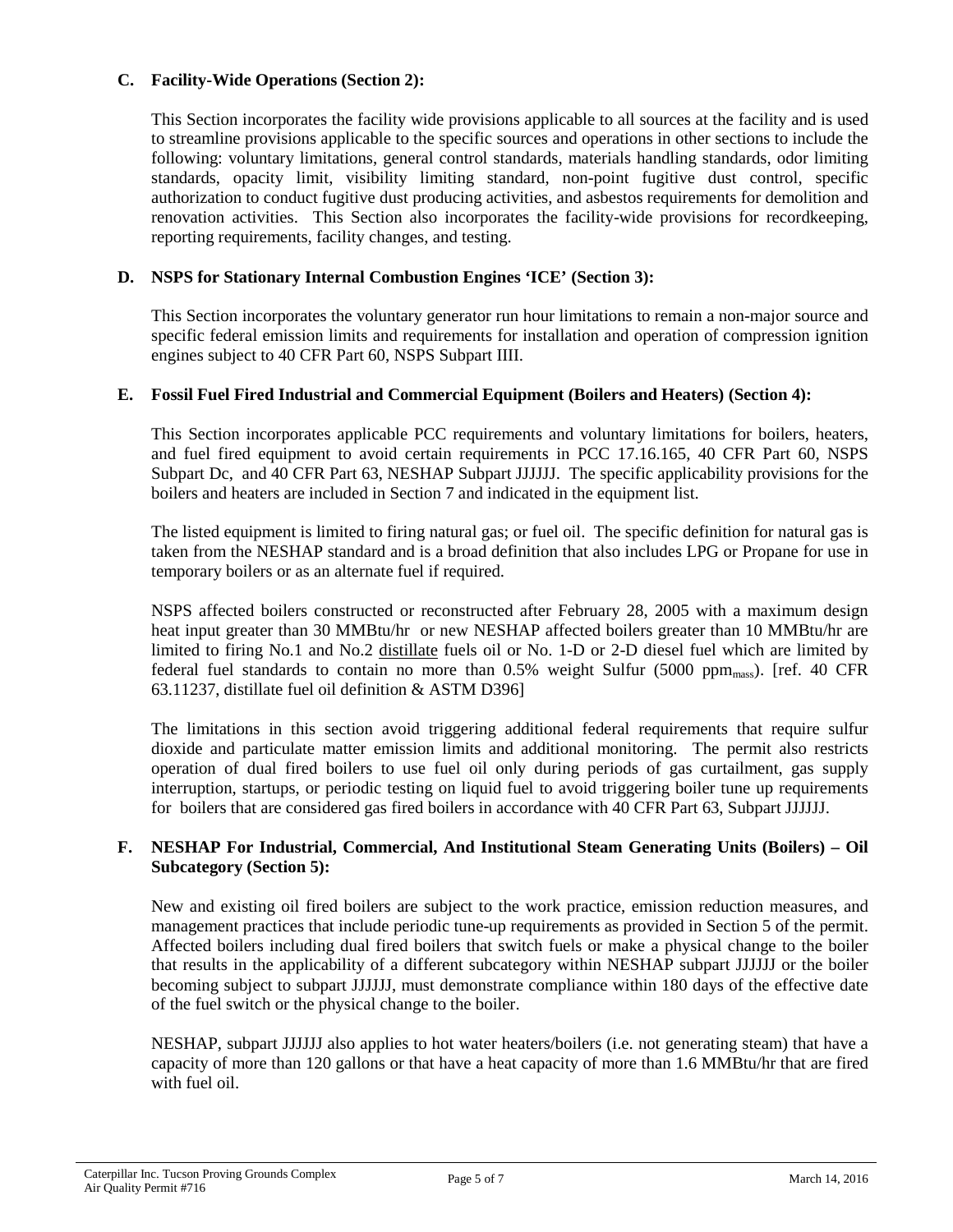### C. Facility-Wide Operations (Section 2):

This Section incorporates the facility wide provisions applicable to all sources at the facility and is used to streamline provisions applicable to the specific sources and operations in other sections to include the following: voluntary limitations, general control standards, materials handling standards, odor limiting standards, opacity limit, visibility limiting standard, non-point fugitive dust control, specific authorization to conduct fugitive dust producing activities, and asbestos requirements for demolition and renovation activities. This Section also incorporates the facility-wide provisions for recordkeeping, reporting requirements, facility changes, and testing.

### D. NSPS for Stationary Internal Combustion Engines 'ICE' (Section 3):

This Section incorporates the voluntary generator run hour limitations to remain a non-major source and specific federal emission limits and requirements for installation and operation of compression ignition engines subject to 40 CFR Part 60, NSPS Subpart IIII.

### E. Fossil Fuel Fired Industrial and Commercial Equipment (Boilers and Heaters) (Section 4):

This Section incorporates applicable PCC requirements and voluntary limitations for boilers, heaters, and fuel fired equipment to avoid certain requirements in PCC 17.16.165, 40 CFR Part 60, NSPS Subpart Dc, and 40 CFR Part 63, NESHAP Subpart JJJJJJ. The specific applicability provisions for the boilers and heaters are included in Section 7 and indicated in the equipment list.

The listed equipment is limited to firing natural gas; or fuel oil. The specific definition for natural gas is taken from the NESHAP standard and is a broad definition that also includes LPG or Propane for use in temporary boilers or as an alternate fuel if required.

NSPS affected boilers constructed or reconstructed after February 28, 2005 with a maximum design heat input greater than 30 MMBtu/hr or new NESHAP affected boilers greater than 10 MMBtu/hr are limited to firing No.1 and No.2 distillate fuels oil or No. 1-D or 2-D diesel fuel which are limited by federal fuel standards to contain no more than 0.5% weight Sulfur (5000 $ppm_{mass}$). [ref. 40 CFR 63.11237, distillate fuel oil definition & ASTM D396]

The limitations in this section avoid triggering additional federal requirements that require sulfur dioxide and particulate matter emission limits and additional monitoring. The permit also restricts operation of dual fired boilers to use fuel oil only during periods of gas curtailment, gas supply interruption, startups, or periodic testing on liquid fuel to avoid triggering boiler tune up requirements for boilers that are considered gas fired boilers in accordance with 40 CFR Part 63, Subpart JJJJJJ.

### F. NESHAP For Industrial, Commercial, And Institutional Steam Generating Units (Boilers) – Oil Subcategory (Section 5):

New and existing oil fired boilers are subject to the work practice, emission reduction measures, and management practices that include periodic tune-up requirements as provided in Section 5 of the permit. Affected boilers including dual fired boilers that switch fuels or make a physical change to the boiler that results in the applicability of a different subcategory within NESHAP subpart JJJJJJ or the boiler becoming subject to subpart JJJJJJ, must demonstrate compliance within 180 days of the effective date of the fuel switch or the physical change to the boiler.

NESHAP, subpart JJJJJJ also applies to hot water heaters/boilers (i.e. not generating steam) that have a capacity of more than 120 gallons or that have a heat capacity of more than 1.6 MMBtu/hr that are fired with fuel oil.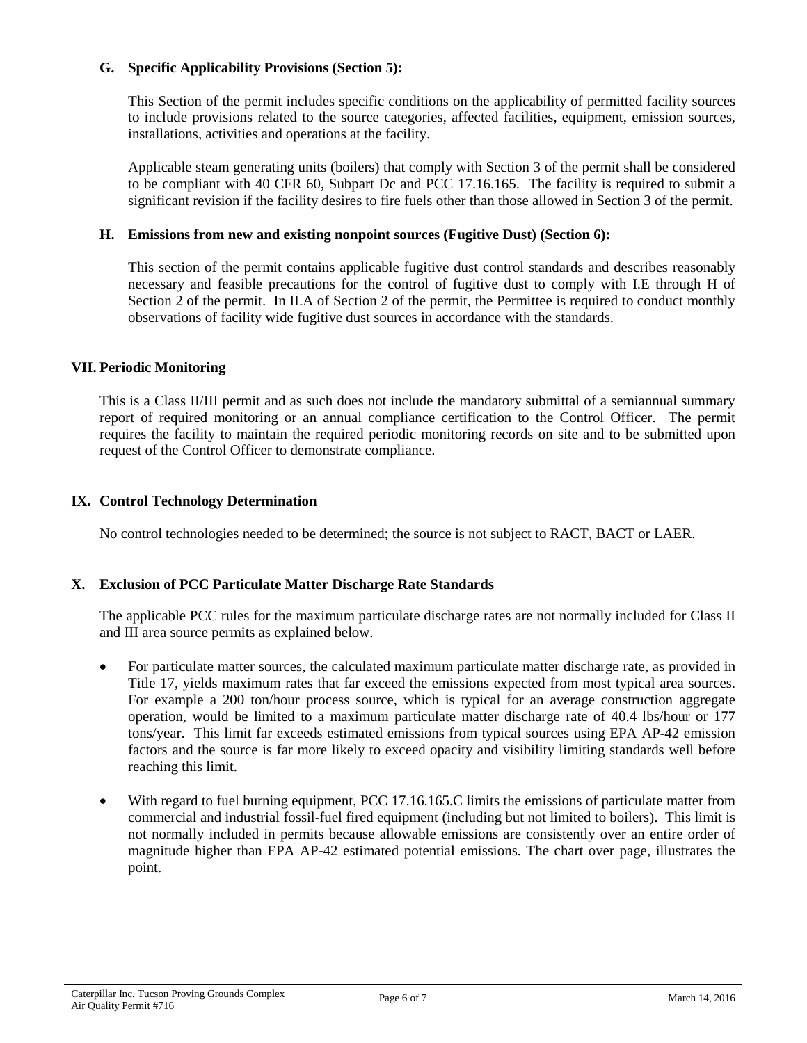### G. Specific Applicability Provisions (Section 5):

This Section of the permit includes specific conditions on the applicability of permitted facility sources to include provisions related to the source categories, affected facilities, equipment, emission sources, installations, activities and operations at the facility.

Applicable steam generating units (boilers) that comply with Section 3 of the permit shall be considered to be compliant with 40 CFR 60, Subpart Dc and PCC 17.16.165. The facility is required to submit a significant revision if the facility desires to fire fuels other than those allowed in Section 3 of the permit.

### H. Emissions from new and existing nonpoint sources (Fugitive Dust) (Section 6):

This section of the permit contains applicable fugitive dust control standards and describes reasonably necessary and feasible precautions for the control of fugitive dust to comply with I.E through H of Section 2 of the permit. In II.A of Section 2 of the permit, the Permittee is required to conduct monthly observations of facility wide fugitive dust sources in accordance with the standards.

## VII. Periodic Monitoring

This is a Class II/III permit and as such does not include the mandatory submittal of a semiannual summary report of required monitoring or an annual compliance certification to the Control Officer. The permit requires the facility to maintain the required periodic monitoring records on site and to be submitted upon request of the Control Officer to demonstrate compliance.

## IX. Control Technology Determination

No control technologies needed to be determined; the source is not subject to RACT, BACT or LAER.

## X. Exclusion of PCC Particulate Matter Discharge Rate Standards

The applicable PCC rules for the maximum particulate discharge rates are not normally included for Class II and III area source permits as explained below.

- For particulate matter sources, the calculated maximum particulate matter discharge rate, as provided in Title 17, yields maximum rates that far exceed the emissions expected from most typical area sources. For example a 200 ton/hour process source, which is typical for an average construction aggregate operation, would be limited to a maximum particulate matter discharge rate of 40.4 lbs/hour or 177 tons/year. This limit far exceeds estimated emissions from typical sources using EPA AP-42 emission factors and the source is far more likely to exceed opacity and visibility limiting standards well before reaching this limit.
- With regard to fuel burning equipment, PCC 17.16.165.C limits the emissions of particulate matter from commercial and industrial fossil-fuel fired equipment (including but not limited to boilers). This limit is not normally included in permits because allowable emissions are consistently over an entire order of magnitude higher than EPA AP-42 estimated potential emissions. The chart over page, illustrates the point.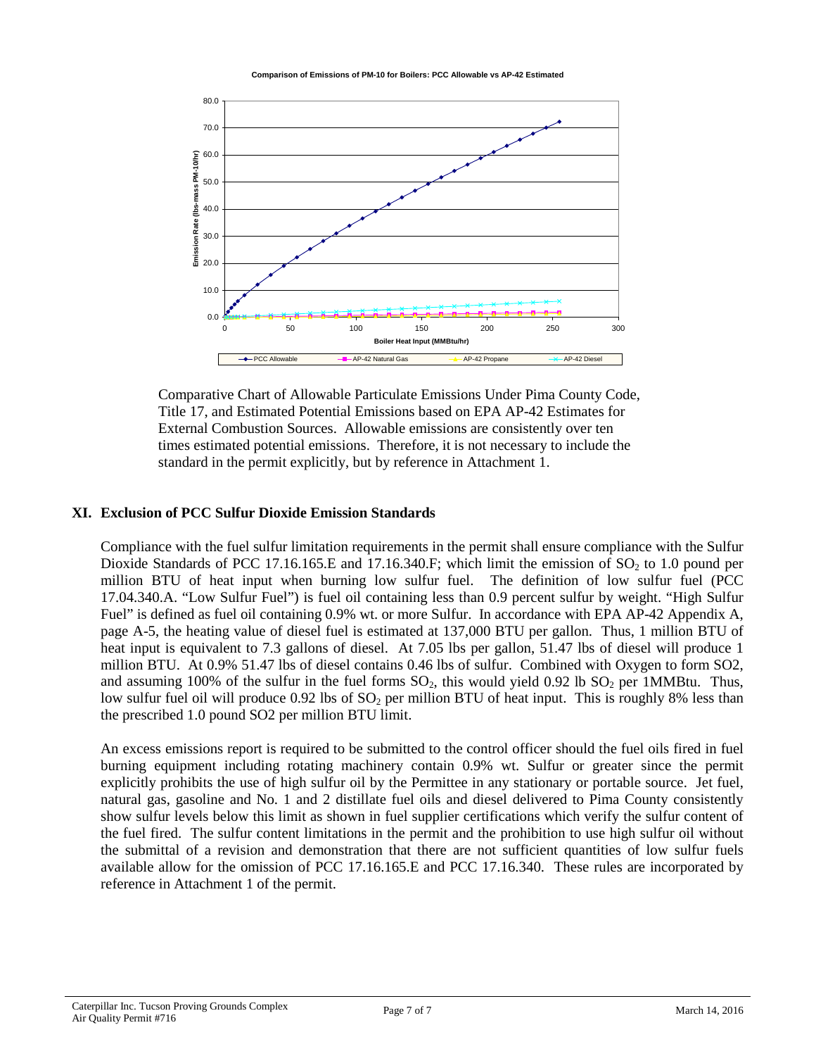**Comparison of Emissions of PM-10 for Boilers: PCC Allowable vs AP-42 Estimated**

Emission Rate (lbs-mass PM-10/hr)

80.0
70.0
60.0
50.0
40.0
30.0
20.0
10.0
0.0

0
50
100
150
200
250
300

Boiler Heat Input (MMBtu/hr)

PCC Allowable
AP-42 Natural Gas
AP-42 Propane
AP-42 Diesel

Comparative Chart of Allowable Particulate Emissions Under Pima County Code, Title 17, and Estimated Potential Emissions based on EPA AP-42 Estimates for External Combustion Sources. Allowable emissions are consistently over ten times estimated potential emissions. Therefore, it is not necessary to include the standard in the permit explicitly, but by reference in Attachment 1.

## XI. Exclusion of PCC Sulfur Dioxide Emission Standards

Compliance with the fuel sulfur limitation requirements in the permit shall ensure compliance with the Sulfur Dioxide Standards of PCC 17.16.165.E and 17.16.340.F; which limit the emission of $SO_2$ to 1.0 pound per million BTU of heat input when burning low sulfur fuel. The definition of low sulfur fuel (PCC 17.04.340.A. "Low Sulfur Fuel") is fuel oil containing less than 0.9 percent sulfur by weight. "High Sulfur Fuel" is defined as fuel oil containing 0.9% wt. or more Sulfur. In accordance with EPA AP-42 Appendix A, page A-5, the heating value of diesel fuel is estimated at 137,000 BTU per gallon. Thus, 1 million BTU of heat input is equivalent to 7.3 gallons of diesel. At 7.05 lbs per gallon, 51.47 lbs of diesel will produce 1 million BTU. At 0.9% 51.47 lbs of diesel contains 0.46 lbs of sulfur. Combined with Oxygen to form SO2, and assuming 100% of the sulfur in the fuel forms $SO_2$, this would yield 0.92 lb $SO_2$ per 1MMBtu. Thus, low sulfur fuel oil will produce 0.92 lbs of $SO_2$ per million BTU of heat input. This is roughly 8% less than the prescribed 1.0 pound SO2 per million BTU limit.

An excess emissions report is required to be submitted to the control officer should the fuel oils fired in fuel burning equipment including rotating machinery contain 0.9% wt. Sulfur or greater since the permit explicitly prohibits the use of high sulfur oil by the Permittee in any stationary or portable source. Jet fuel, natural gas, gasoline and No. 1 and 2 distillate fuel oils and diesel delivered to Pima County consistently show sulfur levels below this limit as shown in fuel supplier certifications which verify the sulfur content of the fuel fired. The sulfur content limitations in the permit and the prohibition to use high sulfur oil without the submittal of a revision and demonstration that there are not sufficient quantities of low sulfur fuels available allow for the omission of PCC 17.16.165.E and PCC 17.16.340. These rules are incorporated by reference in Attachment 1 of the permit.